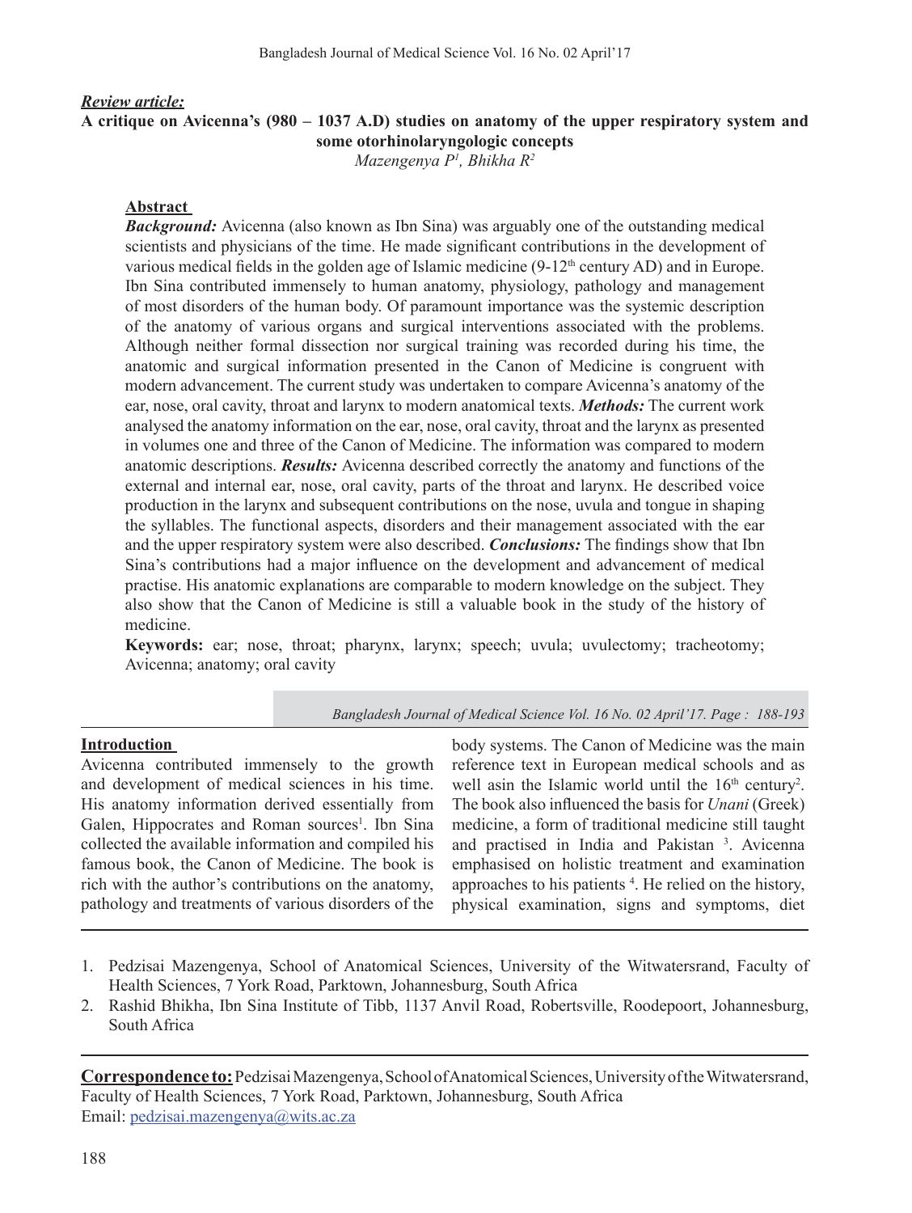*Review article:*

# A critique on Avicenna's (980 – 1037 A.D) studies on anatomy of the upper respiratory system and some otorhinolaryngologic concepts

*Mazengenya P[1], Bhikha R[2]*

## Abstract

***Background:*** Avicenna (also known as Ibn Sina) was arguably one of the outstanding medical scientists and physicians of the time. He made significant contributions in the development of various medical fields in the golden age of Islamic medicine (9-12th century AD) and in Europe. Ibn Sina contributed immensely to human anatomy, physiology, pathology and management of most disorders of the human body. Of paramount importance was the systemic description of the anatomy of various organs and surgical interventions associated with the problems. Although neither formal dissection nor surgical training was recorded during his time, the anatomic and surgical information presented in the Canon of Medicine is congruent with modern advancement. The current study was undertaken to compare Avicenna's anatomy of the ear, nose, oral cavity, throat and larynx to modern anatomical texts. ***Methods:*** The current work analysed the anatomy information on the ear, nose, oral cavity, throat and the larynx as presented in volumes one and three of the Canon of Medicine. The information was compared to modern anatomic descriptions. ***Results:*** Avicenna described correctly the anatomy and functions of the external and internal ear, nose, oral cavity, parts of the throat and larynx. He described voice production in the larynx and subsequent contributions on the nose, uvula and tongue in shaping the syllables. The functional aspects, disorders and their management associated with the ear and the upper respiratory system were also described. ***Conclusions:*** The findings show that Ibn Sina's contributions had a major influence on the development and advancement of medical practise. His anatomic explanations are comparable to modern knowledge on the subject. They also show that the Canon of Medicine is still a valuable book in the study of the history of medicine.

**Keywords:** ear; nose, throat; pharynx, larynx; speech; uvula; uvulectomy; tracheotomy; Avicenna; anatomy; oral cavity

## Introduction

Avicenna contributed immensely to the growth and development of medical sciences in his time. His anatomy information derived essentially from Galen, Hippocrates and Roman sources[1]. Ibn Sina collected the available information and compiled his famous book, the Canon of Medicine. The book is rich with the author's contributions on the anatomy, pathology and treatments of various disorders of the body systems. The Canon of Medicine was the main reference text in European medical schools and as well asin the Islamic world until the 16th century[2]. The book also influenced the basis for *Unani* (Greek) medicine, a form of traditional medicine still taught and practised in India and Pakistan [3]. Avicenna emphasised on holistic treatment and examination approaches to his patients [4]. He relied on the history, physical examination, signs and symptoms, diet

---

1. Pedzisai Mazengenya, School of Anatomical Sciences, University of the Witwatersrand, Faculty of Health Sciences, 7 York Road, Parktown, Johannesburg, South Africa
2. Rashid Bhikha, Ibn Sina Institute of Tibb, 1137 Anvil Road, Robertsville, Roodepoort, Johannesburg, South Africa

**Correspondence to:** Pedzisai Mazengenya, School of Anatomical Sciences, University of the Witwatersrand, Faculty of Health Sciences, 7 York Road, Parktown, Johannesburg, South Africa
Email: pedzisai.mazengenya@wits.ac.za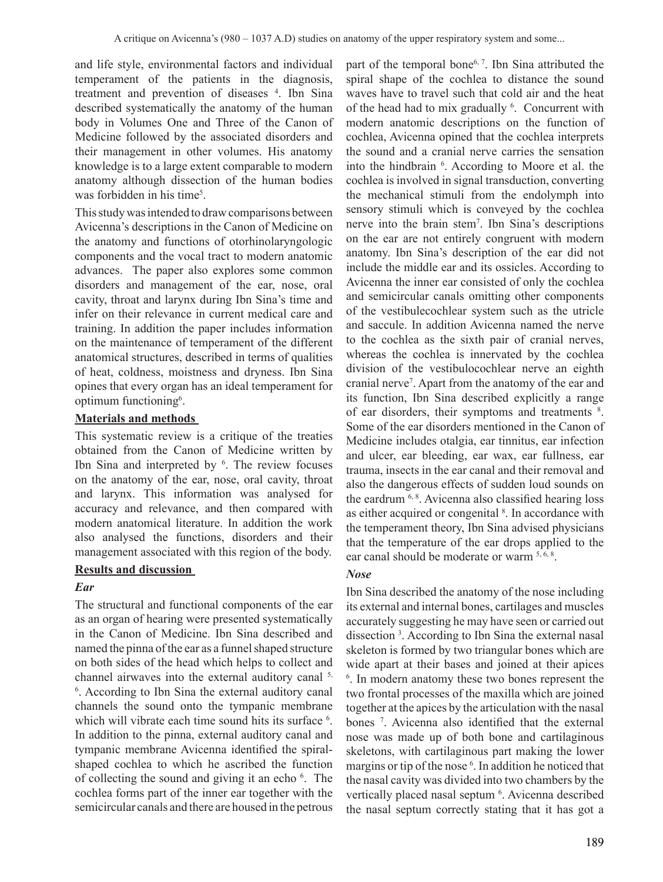and life style, environmental factors and individual temperament of the patients in the diagnosis, treatment and prevention of diseases [4]. Ibn Sina described systematically the anatomy of the human body in Volumes One and Three of the Canon of Medicine followed by the associated disorders and their management in other volumes. His anatomy knowledge is to a large extent comparable to modern anatomy although dissection of the human bodies was forbidden in his time[5].

This study was intended to draw comparisons between Avicenna's descriptions in the Canon of Medicine on the anatomy and functions of otorhinolaryngologic components and the vocal tract to modern anatomic advances. The paper also explores some common disorders and management of the ear, nose, oral cavity, throat and larynx during Ibn Sina's time and infer on their relevance in current medical care and training. In addition the paper includes information on the maintenance of temperament of the different anatomical structures, described in terms of qualities of heat, coldness, moistness and dryness. Ibn Sina opines that every organ has an ideal temperament for optimum functioning[6].

## Materials and methods

This systematic review is a critique of the treaties obtained from the Canon of Medicine written by Ibn Sina and interpreted by [6]. The review focuses on the anatomy of the ear, nose, oral cavity, throat and larynx. This information was analysed for accuracy and relevance, and then compared with modern anatomical literature. In addition the work also analysed the functions, disorders and their management associated with this region of the body.

## Results and discussion

### *Ear*

The structural and functional components of the ear as an organ of hearing were presented systematically in the Canon of Medicine. Ibn Sina described and named the pinna of the ear as a funnel shaped structure on both sides of the head which helps to collect and channel airwaves into the external auditory canal [5, 6]. According to Ibn Sina the external auditory canal channels the sound onto the tympanic membrane which will vibrate each time sound hits its surface [6]. In addition to the pinna, external auditory canal and tympanic membrane Avicenna identified the spiral-shaped cochlea to which he ascribed the function of collecting the sound and giving it an echo [6]. The cochlea forms part of the inner ear together with the semicircular canals and there are housed in the petrous part of the temporal bone[6, 7]. Ibn Sina attributed the spiral shape of the cochlea to distance the sound waves have to travel such that cold air and the heat of the head had to mix gradually [6]. Concurrent with modern anatomic descriptions on the function of cochlea, Avicenna opined that the cochlea interprets the sound and a cranial nerve carries the sensation into the hindbrain [6]. According to Moore et al. the cochlea is involved in signal transduction, converting the mechanical stimuli from the endolymph into sensory stimuli which is conveyed by the cochlea nerve into the brain stem[7]. Ibn Sina's descriptions on the ear are not entirely congruent with modern anatomy. Ibn Sina's description of the ear did not include the middle ear and its ossicles. According to Avicenna the inner ear consisted of only the cochlea and semicircular canals omitting other components of the vestibulecochlear system such as the utricle and saccule. In addition Avicenna named the nerve to the cochlea as the sixth pair of cranial nerves, whereas the cochlea is innervated by the cochlea division of the vestibulocochlear nerve an eighth cranial nerve[7]. Apart from the anatomy of the ear and its function, Ibn Sina described explicitly a range of ear disorders, their symptoms and treatments [8]. Some of the ear disorders mentioned in the Canon of Medicine includes otalgia, ear tinnitus, ear infection and ulcer, ear bleeding, ear wax, ear fullness, ear trauma, insects in the ear canal and their removal and also the dangerous effects of sudden loud sounds on the eardrum [6, 8]. Avicenna also classified hearing loss as either acquired or congenital [8]. In accordance with the temperament theory, Ibn Sina advised physicians that the temperature of the ear drops applied to the ear canal should be moderate or warm [5, 6, 8].

### *Nose*

Ibn Sina described the anatomy of the nose including its external and internal bones, cartilages and muscles accurately suggesting he may have seen or carried out dissection [3]. According to Ibn Sina the external nasal skeleton is formed by two triangular bones which are wide apart at their bases and joined at their apices [6]. In modern anatomy these two bones represent the two frontal processes of the maxilla which are joined together at the apices by the articulation with the nasal bones [7]. Avicenna also identified that the external nose was made up of both bone and cartilaginous skeletons, with cartilaginous part making the lower margins or tip of the nose [6]. In addition he noticed that the nasal cavity was divided into two chambers by the vertically placed nasal septum [6]. Avicenna described the nasal septum correctly stating that it has got a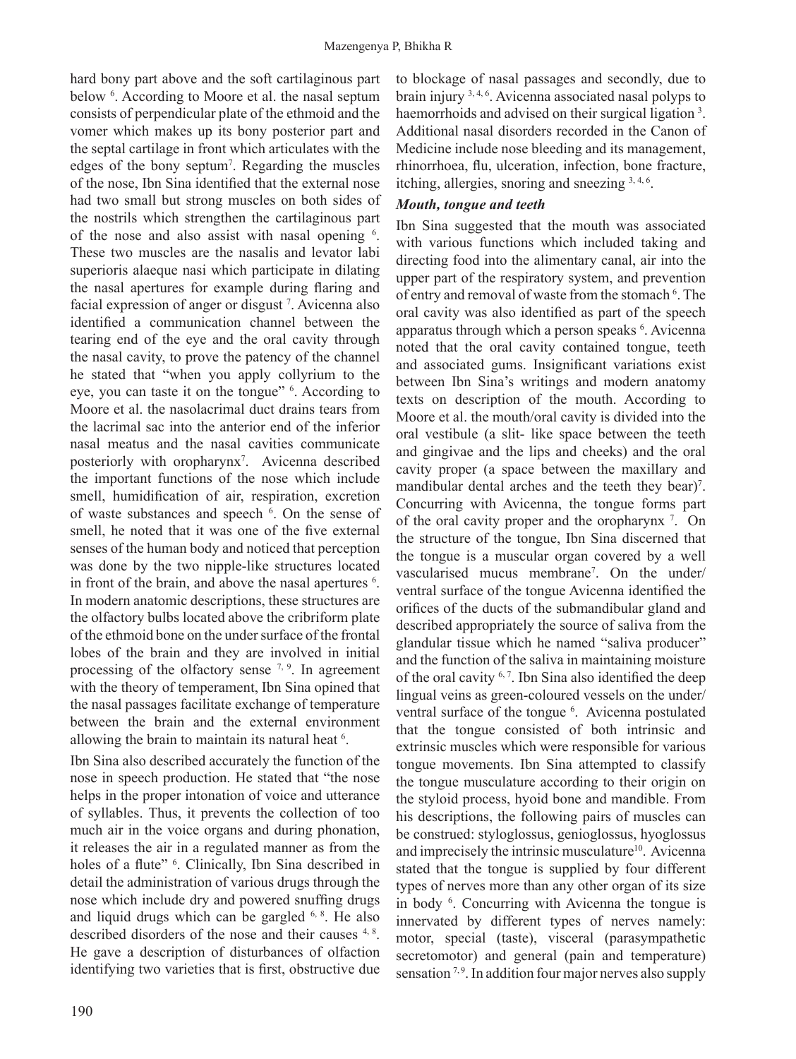hard bony part above and the soft cartilaginous part below [6]. According to Moore et al. the nasal septum consists of perpendicular plate of the ethmoid and the vomer which makes up its bony posterior part and the septal cartilage in front which articulates with the edges of the bony septum[7]. Regarding the muscles of the nose, Ibn Sina identified that the external nose had two small but strong muscles on both sides of the nostrils which strengthen the cartilaginous part of the nose and also assist with nasal opening [6]. These two muscles are the nasalis and levator labi superioris alaeque nasi which participate in dilating the nasal apertures for example during flaring and facial expression of anger or disgust [7]. Avicenna also identified a communication channel between the tearing end of the eye and the oral cavity through the nasal cavity, to prove the patency of the channel he stated that "when you apply collyrium to the eye, you can taste it on the tongue" [6]. According to Moore et al. the nasolacrimal duct drains tears from the lacrimal sac into the anterior end of the inferior nasal meatus and the nasal cavities communicate posteriorly with oropharynx[7]. Avicenna described the important functions of the nose which include smell, humidification of air, respiration, excretion of waste substances and speech [6]. On the sense of smell, he noted that it was one of the five external senses of the human body and noticed that perception was done by the two nipple-like structures located in front of the brain, and above the nasal apertures [6]. In modern anatomic descriptions, these structures are the olfactory bulbs located above the cribriform plate of the ethmoid bone on the under surface of the frontal lobes of the brain and they are involved in initial processing of the olfactory sense [7, 9]. In agreement with the theory of temperament, Ibn Sina opined that the nasal passages facilitate exchange of temperature between the brain and the external environment allowing the brain to maintain its natural heat [6].

Ibn Sina also described accurately the function of the nose in speech production. He stated that "the nose helps in the proper intonation of voice and utterance of syllables. Thus, it prevents the collection of too much air in the voice organs and during phonation, it releases the air in a regulated manner as from the holes of a flute" [6]. Clinically, Ibn Sina described in detail the administration of various drugs through the nose which include dry and powered snuffing drugs and liquid drugs which can be gargled [6, 8]. He also described disorders of the nose and their causes [4, 8]. He gave a description of disturbances of olfaction identifying two varieties that is first, obstructive due to blockage of nasal passages and secondly, due to brain injury [3, 4, 6]. Avicenna associated nasal polyps to haemorrhoids and advised on their surgical ligation [3]. Additional nasal disorders recorded in the Canon of Medicine include nose bleeding and its management, rhinorrhoea, flu, ulceration, infection, bone fracture, itching, allergies, snoring and sneezing [3, 4, 6].

### *Mouth, tongue and teeth*

Ibn Sina suggested that the mouth was associated with various functions which included taking and directing food into the alimentary canal, air into the upper part of the respiratory system, and prevention of entry and removal of waste from the stomach [6]. The oral cavity was also identified as part of the speech apparatus through which a person speaks [6]. Avicenna noted that the oral cavity contained tongue, teeth and associated gums. Insignificant variations exist between Ibn Sina's writings and modern anatomy texts on description of the mouth. According to Moore et al. the mouth/oral cavity is divided into the oral vestibule (a slit- like space between the teeth and gingivae and the lips and cheeks) and the oral cavity proper (a space between the maxillary and mandibular dental arches and the teeth they bear)[7]. Concurring with Avicenna, the tongue forms part of the oral cavity proper and the oropharynx [7]. On the structure of the tongue, Ibn Sina discerned that the tongue is a muscular organ covered by a well vascularised mucus membrane[7]. On the under/ventral surface of the tongue Avicenna identified the orifices of the ducts of the submandibular gland and described appropriately the source of saliva from the glandular tissue which he named "saliva producer" and the function of the saliva in maintaining moisture of the oral cavity [6, 7]. Ibn Sina also identified the deep lingual veins as green-coloured vessels on the under/ventral surface of the tongue [6]. Avicenna postulated that the tongue consisted of both intrinsic and extrinsic muscles which were responsible for various tongue movements. Ibn Sina attempted to classify the tongue musculature according to their origin on the styloid process, hyoid bone and mandible. From his descriptions, the following pairs of muscles can be construed: styloglossus, genioglossus, hyoglossus and imprecisely the intrinsic musculature[10]. Avicenna stated that the tongue is supplied by four different types of nerves more than any other organ of its size in body [6]. Concurring with Avicenna the tongue is innervated by different types of nerves namely: motor, special (taste), visceral (parasympathetic secretomotor) and general (pain and temperature) sensation [7, 9]. In addition four major nerves also supply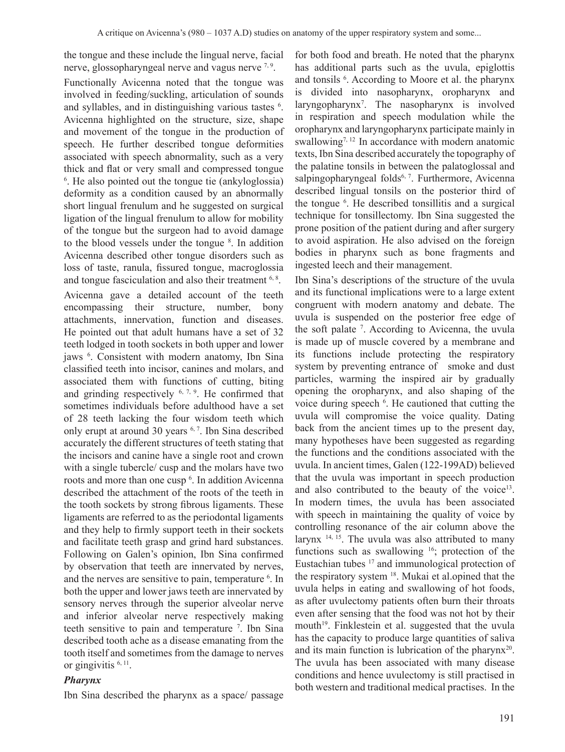the tongue and these include the lingual nerve, facial nerve, glossopharyngeal nerve and vagus nerve [7, 9].

Functionally Avicenna noted that the tongue was involved in feeding/suckling, articulation of sounds and syllables, and in distinguishing various tastes [6]. Avicenna highlighted on the structure, size, shape and movement of the tongue in the production of speech. He further described tongue deformities associated with speech abnormality, such as a very thick and flat or very small and compressed tongue [6]. He also pointed out the tongue tie (ankyloglossia) deformity as a condition caused by an abnormally short lingual frenulum and he suggested on surgical ligation of the lingual frenulum to allow for mobility of the tongue but the surgeon had to avoid damage to the blood vessels under the tongue [8]. In addition Avicenna described other tongue disorders such as loss of taste, ranula, fissured tongue, macroglossia and tongue fasciculation and also their treatment [6, 8].

Avicenna gave a detailed account of the teeth encompassing their structure, number, bony attachments, innervation, function and diseases. He pointed out that adult humans have a set of 32 teeth lodged in tooth sockets in both upper and lower jaws [6]. Consistent with modern anatomy, Ibn Sina classified teeth into incisor, canines and molars, and associated them with functions of cutting, biting and grinding respectively [6, 7, 9]. He confirmed that sometimes individuals before adulthood have a set of 28 teeth lacking the four wisdom teeth which only erupt at around 30 years [6, 7]. Ibn Sina described accurately the different structures of teeth stating that the incisors and canine have a single root and crown with a single tubercle/ cusp and the molars have two roots and more than one cusp [6]. In addition Avicenna described the attachment of the roots of the teeth in the tooth sockets by strong fibrous ligaments. These ligaments are referred to as the periodontal ligaments and they help to firmly support teeth in their sockets and facilitate teeth grasp and grind hard substances. Following on Galen's opinion, Ibn Sina confirmed by observation that teeth are innervated by nerves, and the nerves are sensitive to pain, temperature [6]. In both the upper and lower jaws teeth are innervated by sensory nerves through the superior alveolar nerve and inferior alveolar nerve respectively making teeth sensitive to pain and temperature [7]. Ibn Sina described tooth ache as a disease emanating from the tooth itself and sometimes from the damage to nerves or gingivitis [6, 11].

### *Pharynx*

Ibn Sina described the pharynx as a space/ passage for both food and breath. He noted that the pharynx has additional parts such as the uvula, epiglottis and tonsils [6]. According to Moore et al. the pharynx is divided into nasopharynx, oropharynx and laryngopharynx[7]. The nasopharynx is involved in respiration and speech modulation while the oropharynx and laryngopharynx participate mainly in swallowing[7, 12] In accordance with modern anatomic texts, Ibn Sina described accurately the topography of the palatine tonsils in between the palatoglossal and salpingopharyngeal folds[6, 7]. Furthermore, Avicenna described lingual tonsils on the posterior third of the tongue [6]. He described tonsillitis and a surgical technique for tonsillectomy. Ibn Sina suggested the prone position of the patient during and after surgery to avoid aspiration. He also advised on the foreign bodies in pharynx such as bone fragments and ingested leech and their management.

Ibn Sina's descriptions of the structure of the uvula and its functional implications were to a large extent congruent with modern anatomy and debate. The uvula is suspended on the posterior free edge of the soft palate [7]. According to Avicenna, the uvula is made up of muscle covered by a membrane and its functions include protecting the respiratory system by preventing entrance of smoke and dust particles, warming the inspired air by gradually opening the oropharynx, and also shaping of the voice during speech [6]. He cautioned that cutting the uvula will compromise the voice quality. Dating back from the ancient times up to the present day, many hypotheses have been suggested as regarding the functions and the conditions associated with the uvula. In ancient times, Galen (122-199AD) believed that the uvula was important in speech production and also contributed to the beauty of the voice[13]. In modern times, the uvula has been associated with speech in maintaining the quality of voice by controlling resonance of the air column above the larynx [14, 15]. The uvula was also attributed to many functions such as swallowing [16]; protection of the Eustachian tubes [17] and immunological protection of the respiratory system [18]. Mukai et al.opined that the uvula helps in eating and swallowing of hot foods, as after uvulectomy patients often burn their throats even after sensing that the food was not hot by their mouth[19]. Finklestein et al. suggested that the uvula has the capacity to produce large quantities of saliva and its main function is lubrication of the pharynx[20]. The uvula has been associated with many disease conditions and hence uvulectomy is still practised in both western and traditional medical practises. In the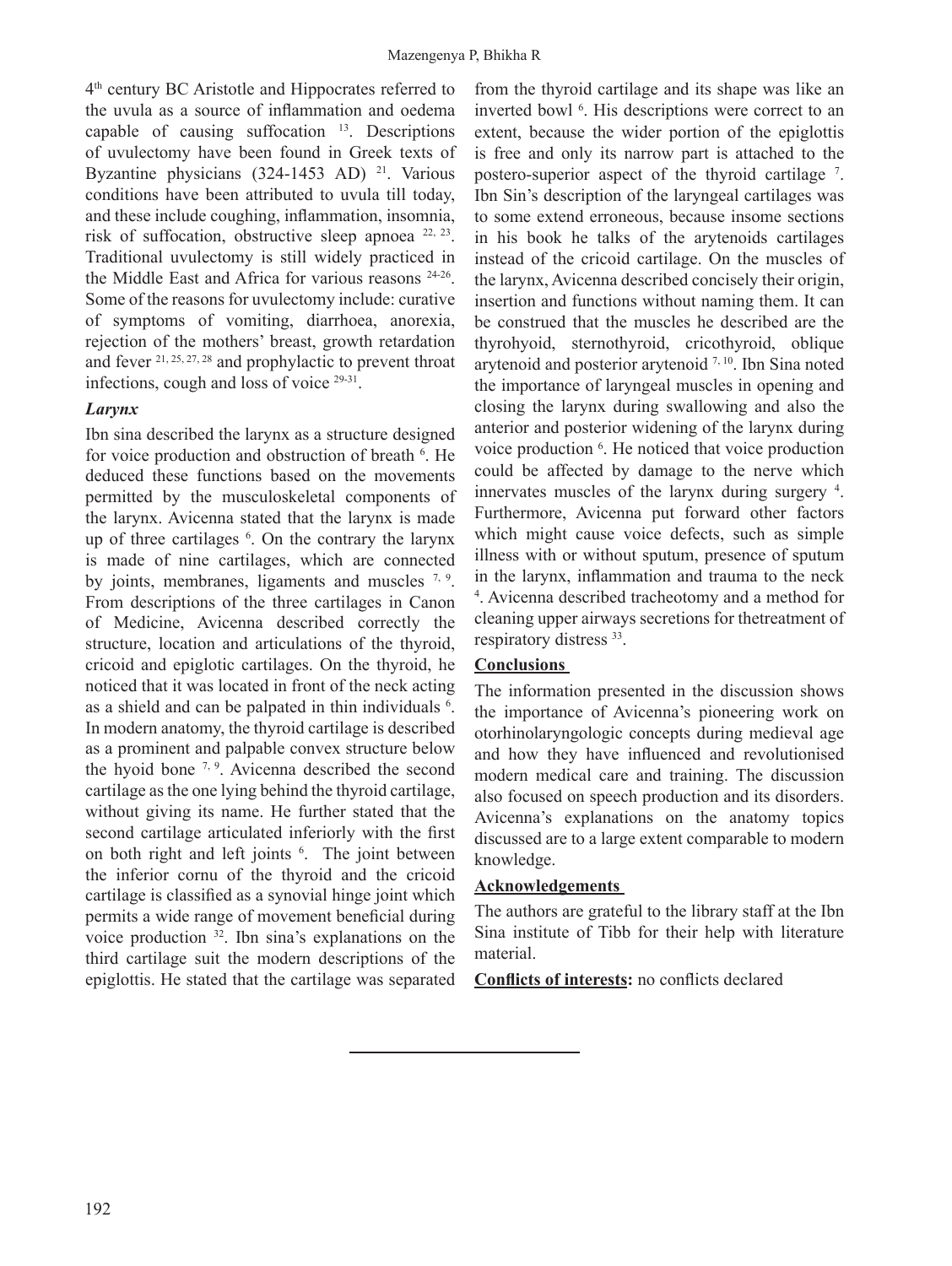4th century BC Aristotle and Hippocrates referred to the uvula as a source of inflammation and oedema capable of causing suffocation [13]. Descriptions of uvulectomy have been found in Greek texts of Byzantine physicians (324-1453 AD) [21]. Various conditions have been attributed to uvula till today, and these include coughing, inflammation, insomnia, risk of suffocation, obstructive sleep apnoea [22, 23]. Traditional uvulectomy is still widely practiced in the Middle East and Africa for various reasons [24-26]. Some of the reasons for uvulectomy include: curative of symptoms of vomiting, diarrhoea, anorexia, rejection of the mothers' breast, growth retardation and fever [21, 25, 27, 28] and prophylactic to prevent throat infections, cough and loss of voice [29-31].

### *Larynx*

Ibn sina described the larynx as a structure designed for voice production and obstruction of breath [6]. He deduced these functions based on the movements permitted by the musculoskeletal components of the larynx. Avicenna stated that the larynx is made up of three cartilages [6]. On the contrary the larynx is made of nine cartilages, which are connected by joints, membranes, ligaments and muscles [7, 9]. From descriptions of the three cartilages in Canon of Medicine, Avicenna described correctly the structure, location and articulations of the thyroid, cricoid and epiglotic cartilages. On the thyroid, he noticed that it was located in front of the neck acting as a shield and can be palpated in thin individuals [6]. In modern anatomy, the thyroid cartilage is described as a prominent and palpable convex structure below the hyoid bone [7, 9]. Avicenna described the second cartilage as the one lying behind the thyroid cartilage, without giving its name. He further stated that the second cartilage articulated inferiorly with the first on both right and left joints [6]. The joint between the inferior cornu of the thyroid and the cricoid cartilage is classified as a synovial hinge joint which permits a wide range of movement beneficial during voice production [32]. Ibn sina's explanations on the third cartilage suit the modern descriptions of the epiglottis. He stated that the cartilage was separated from the thyroid cartilage and its shape was like an inverted bowl [6]. His descriptions were correct to an extent, because the wider portion of the epiglottis is free and only its narrow part is attached to the postero-superior aspect of the thyroid cartilage [7]. Ibn Sin's description of the laryngeal cartilages was to some extend erroneous, because insome sections in his book he talks of the arytenoids cartilages instead of the cricoid cartilage. On the muscles of the larynx, Avicenna described concisely their origin, insertion and functions without naming them. It can be construed that the muscles he described are the thyrohyoid, sternothyroid, cricothyroid, oblique arytenoid and posterior arytenoid [7, 10]. Ibn Sina noted the importance of laryngeal muscles in opening and closing the larynx during swallowing and also the anterior and posterior widening of the larynx during voice production [6]. He noticed that voice production could be affected by damage to the nerve which innervates muscles of the larynx during surgery [4]. Furthermore, Avicenna put forward other factors which might cause voice defects, such as simple illness with or without sputum, presence of sputum in the larynx, inflammation and trauma to the neck [4]. Avicenna described tracheotomy and a method for cleaning upper airways secretions for thetreatment of respiratory distress [33].

## Conclusions

The information presented in the discussion shows the importance of Avicenna's pioneering work on otorhinolaryngologic concepts during medieval age and how they have influenced and revolutionised modern medical care and training. The discussion also focused on speech production and its disorders. Avicenna's explanations on the anatomy topics discussed are to a large extent comparable to modern knowledge.

## Acknowledgements

The authors are grateful to the library staff at the Ibn Sina institute of Tibb for their help with literature material.

**Conflicts of interests:** no conflicts declared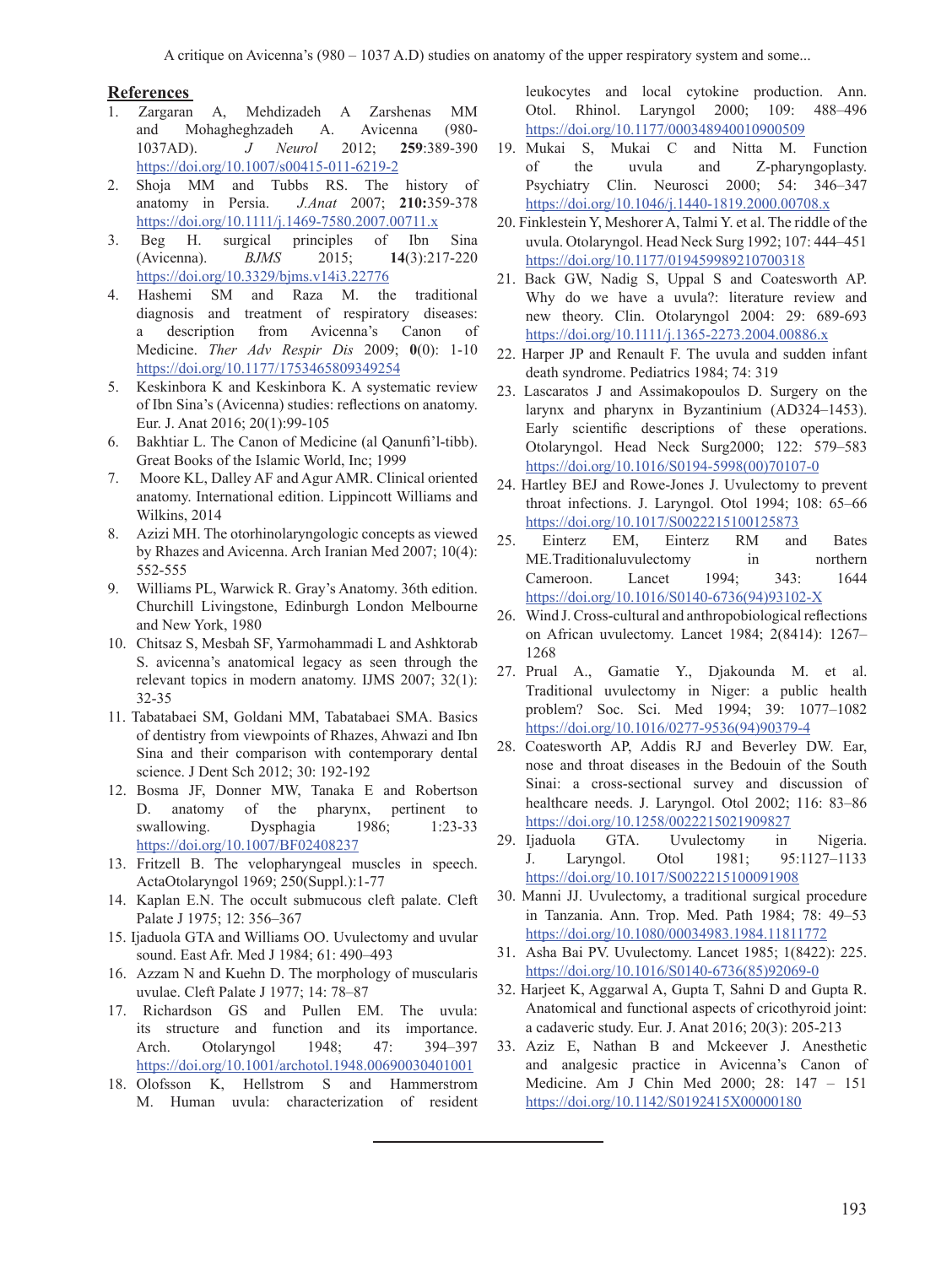## References

1. Zargaran A, Mehdizadeh A Zarshenas MM and Mohagheghzadeh A. Avicenna (980-1037AD). *J Neurol* 2012; **259**:389-390 https://doi.org/10.1007/s00415-011-6219-2
2. Shoja MM and Tubbs RS. The history of anatomy in Persia. *J.Anat* 2007; **210:**359-378 https://doi.org/10.1111/j.1469-7580.2007.00711.x
3. Beg H. surgical principles of Ibn Sina (Avicenna). *BJMS* 2015; **14**(3):217-220 https://doi.org/10.3329/bjms.v14i3.22776
4. Hashemi SM and Raza M. the traditional diagnosis and treatment of respiratory diseases: a description from Avicenna's Canon of Medicine. *Ther Adv Respir Dis* 2009; **0**(0): 1-10 https://doi.org/10.1177/1753465809349254
5. Keskinbora K and Keskinbora K. A systematic review of Ibn Sina's (Avicenna) studies: reflections on anatomy. Eur. J. Anat 2016; 20(1):99-105
6. Bakhtiar L. The Canon of Medicine (al Qanunfi'l-tibb). Great Books of the Islamic World, Inc; 1999
7. Moore KL, Dalley AF and Agur AMR. Clinical oriented anatomy. International edition. Lippincott Williams and Wilkins, 2014
8. Azizi MH. The otorhinolaryngologic concepts as viewed by Rhazes and Avicenna. Arch Iranian Med 2007; 10(4): 552-555
9. Williams PL, Warwick R. Gray's Anatomy. 36th edition. Churchill Livingstone, Edinburgh London Melbourne and New York, 1980
10. Chitsaz S, Mesbah SF, Yarmohammadi L and Ashktorab S. avicenna's anatomical legacy as seen through the relevant topics in modern anatomy. IJMS 2007; 32(1): 32-35
11. Tabatabaei SM, Goldani MM, Tabatabaei SMA. Basics of dentistry from viewpoints of Rhazes, Ahwazi and Ibn Sina and their comparison with contemporary dental science. J Dent Sch 2012; 30: 192-192
12. Bosma JF, Donner MW, Tanaka E and Robertson D. anatomy of the pharynx, pertinent to swallowing. Dysphagia 1986; 1:23-33 https://doi.org/10.1007/BF02408237
13. Fritzell B. The velopharyngeal muscles in speech. ActaOtolaryngol 1969; 250(Suppl.):1-77
14. Kaplan E.N. The occult submucous cleft palate. Cleft Palate J 1975; 12: 356–367
15. Ijaduola GTA and Williams OO. Uvulectomy and uvular sound. East Afr. Med J 1984; 61: 490–493
16. Azzam N and Kuehn D. The morphology of muscularis uvulae. Cleft Palate J 1977; 14: 78–87
17. Richardson GS and Pullen EM. The uvula: its structure and function and its importance. Arch. Otolaryngol 1948; 47: 394–397 https://doi.org/10.1001/archotol.1948.00690030401001
18. Olofsson K, Hellstrom S and Hammerstrom M. Human uvula: characterization of resident leukocytes and local cytokine production. Ann. Otol. Rhinol. Laryngol 2000; 109: 488–496 https://doi.org/10.1177/000348940010900509
19. Mukai S, Mukai C and Nitta M. Function of the uvula and Z-pharyngoplasty. Psychiatry Clin. Neurosci 2000; 54: 346–347 https://doi.org/10.1046/j.1440-1819.2000.00708.x
20. Finklestein Y, Meshorer A, Talmi Y. et al. The riddle of the uvula. Otolaryngol. Head Neck Surg 1992; 107: 444–451 https://doi.org/10.1177/019459989210700318
21. Back GW, Nadig S, Uppal S and Coatesworth AP. Why do we have a uvula?: literature review and new theory. Clin. Otolaryngol 2004: 29: 689-693 https://doi.org/10.1111/j.1365-2273.2004.00886.x
22. Harper JP and Renault F. The uvula and sudden infant death syndrome. Pediatrics 1984; 74: 319
23. Lascaratos J and Assimakopoulos D. Surgery on the larynx and pharynx in Byzantinium (AD324–1453). Early scientific descriptions of these operations. Otolaryngol. Head Neck Surg2000; 122: 579–583 https://doi.org/10.1016/S0194-5998(00)70107-0
24. Hartley BEJ and Rowe-Jones J. Uvulectomy to prevent throat infections. J. Laryngol. Otol 1994; 108: 65–66 https://doi.org/10.1017/S0022215100125873
25. Einterz EM, Einterz RM and Bates ME.Traditionaluvulectomy in northern Cameroon. Lancet 1994; 343: 1644 https://doi.org/10.1016/S0140-6736(94)93102-X
26. Wind J. Cross-cultural and anthropobiological reflections on African uvulectomy. Lancet 1984; 2(8414): 1267–1268
27. Prual A., Gamatie Y., Djakounda M. et al. Traditional uvulectomy in Niger: a public health problem? Soc. Sci. Med 1994; 39: 1077–1082 https://doi.org/10.1016/0277-9536(94)90379-4
28. Coatesworth AP, Addis RJ and Beverley DW. Ear, nose and throat diseases in the Bedouin of the South Sinai: a cross-sectional survey and discussion of healthcare needs. J. Laryngol. Otol 2002; 116: 83–86 https://doi.org/10.1258/0022215021909827
29. Ijaduola GTA. Uvulectomy in Nigeria. J. Laryngol. Otol 1981; 95:1127–1133 https://doi.org/10.1017/S0022215100091908
30. Manni JJ. Uvulectomy, a traditional surgical procedure in Tanzania. Ann. Trop. Med. Path 1984; 78: 49–53 https://doi.org/10.1080/00034983.1984.11811772
31. Asha Bai PV. Uvulectomy. Lancet 1985; 1(8422): 225. https://doi.org/10.1016/S0140-6736(85)92069-0
32. Harjeet K, Aggarwal A, Gupta T, Sahni D and Gupta R. Anatomical and functional aspects of cricothyroid joint: a cadaveric study. Eur. J. Anat 2016; 20(3): 205-213
33. Aziz E, Nathan B and Mckeever J. Anesthetic and analgesic practice in Avicenna's Canon of Medicine. Am J Chin Med 2000; 28: 147 – 151 https://doi.org/10.1142/S0192415X00000180